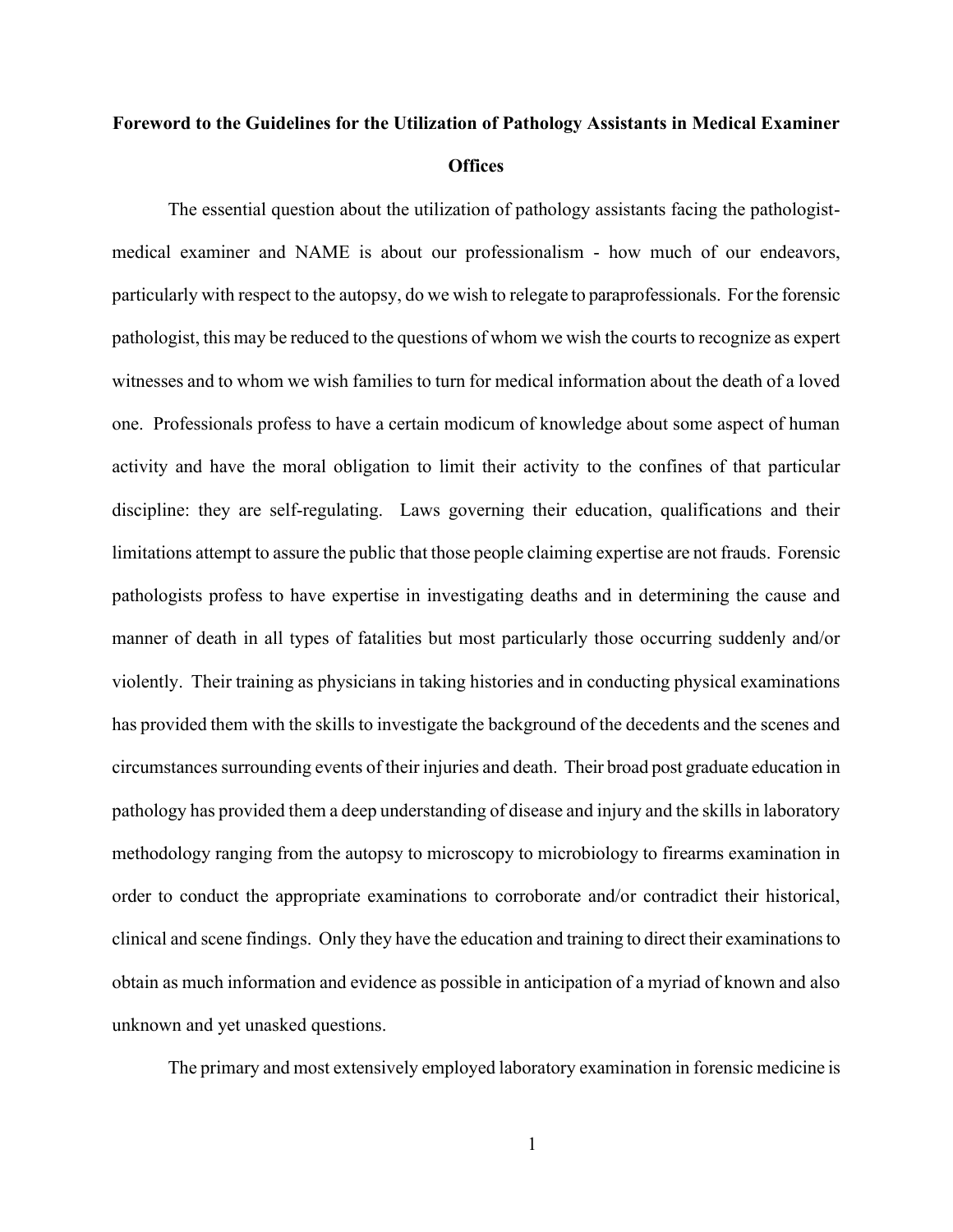# Foreword to the Guidelines for the Utilization of Pathology Assistants in Medical Examiner Offices

The essential question about the utilization of pathology assistants facing the pathologist-medical examiner and NAME is about our professionalism - how much of our endeavors, particularly with respect to the autopsy, do we wish to relegate to paraprofessionals. For the forensic pathologist, this may be reduced to the questions of whom we wish the courts to recognize as expert witnesses and to whom we wish families to turn for medical information about the death of a loved one. Professionals profess to have a certain modicum of knowledge about some aspect of human activity and have the moral obligation to limit their activity to the confines of that particular discipline: they are self-regulating. Laws governing their education, qualifications and their limitations attempt to assure the public that those people claiming expertise are not frauds. Forensic pathologists profess to have expertise in investigating deaths and in determining the cause and manner of death in all types of fatalities but most particularly those occurring suddenly and/or violently. Their training as physicians in taking histories and in conducting physical examinations has provided them with the skills to investigate the background of the decedents and the scenes and circumstances surrounding events of their injuries and death. Their broad post graduate education in pathology has provided them a deep understanding of disease and injury and the skills in laboratory methodology ranging from the autopsy to microscopy to microbiology to firearms examination in order to conduct the appropriate examinations to corroborate and/or contradict their historical, clinical and scene findings. Only they have the education and training to direct their examinations to obtain as much information and evidence as possible in anticipation of a myriad of known and also unknown and yet unasked questions.

The primary and most extensively employed laboratory examination in forensic medicine is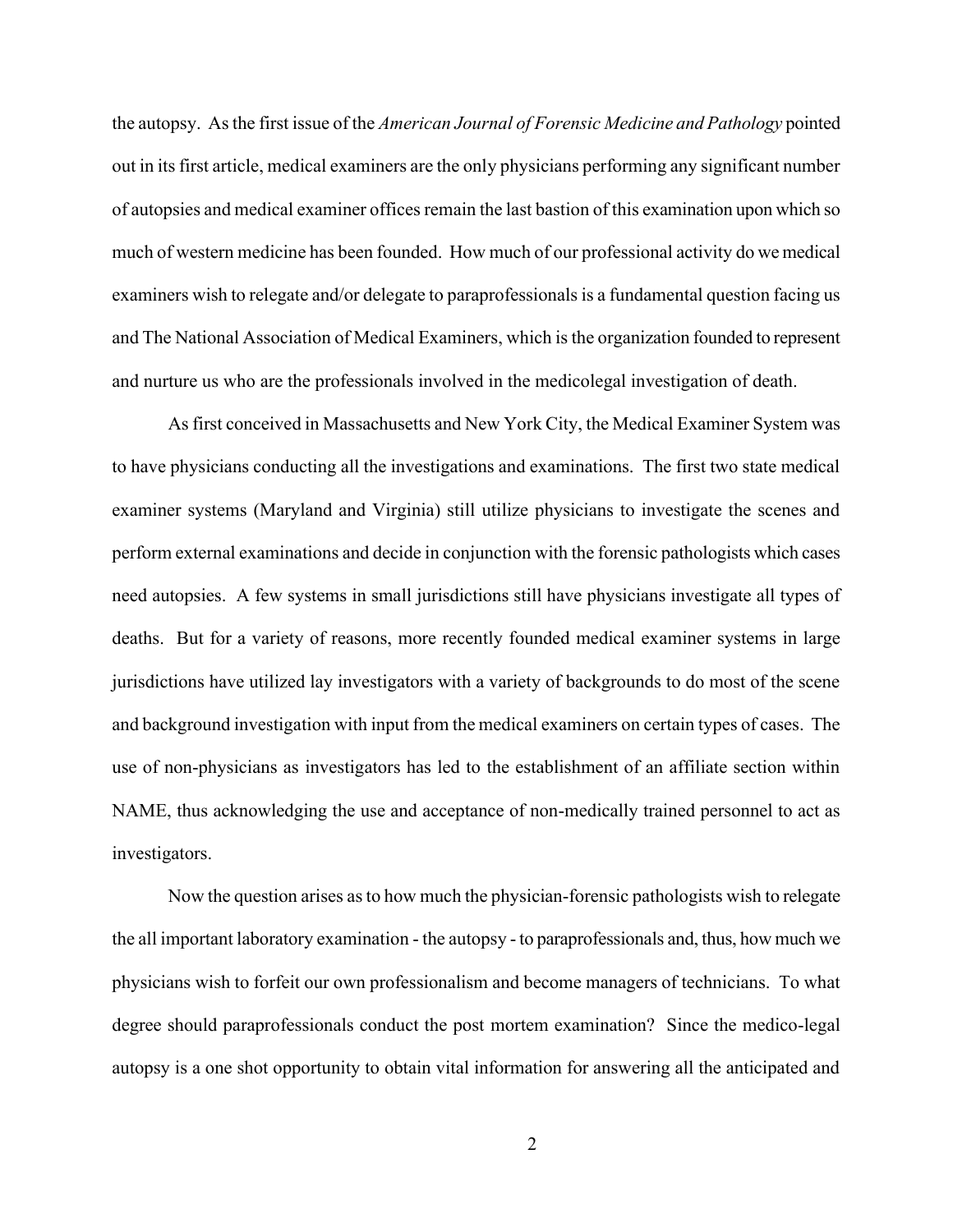the autopsy. As the first issue of the *American Journal of Forensic Medicine and Pathology* pointed out in its first article, medical examiners are the only physicians performing any significant number of autopsies and medical examiner offices remain the last bastion of this examination upon which so much of western medicine has been founded. How much of our professional activity do we medical examiners wish to relegate and/or delegate to paraprofessionals is a fundamental question facing us and The National Association of Medical Examiners, which is the organization founded to represent and nurture us who are the professionals involved in the medicolegal investigation of death.

As first conceived in Massachusetts and New York City, the Medical Examiner System was to have physicians conducting all the investigations and examinations. The first two state medical examiner systems (Maryland and Virginia) still utilize physicians to investigate the scenes and perform external examinations and decide in conjunction with the forensic pathologists which cases need autopsies. A few systems in small jurisdictions still have physicians investigate all types of deaths. But for a variety of reasons, more recently founded medical examiner systems in large jurisdictions have utilized lay investigators with a variety of backgrounds to do most of the scene and background investigation with input from the medical examiners on certain types of cases. The use of non-physicians as investigators has led to the establishment of an affiliate section within NAME, thus acknowledging the use and acceptance of non-medically trained personnel to act as investigators.

Now the question arises as to how much the physician-forensic pathologists wish to relegate the all important laboratory examination - the autopsy - to paraprofessionals and, thus, how much we physicians wish to forfeit our own professionalism and become managers of technicians. To what degree should paraprofessionals conduct the post mortem examination? Since the medico-legal autopsy is a one shot opportunity to obtain vital information for answering all the anticipated and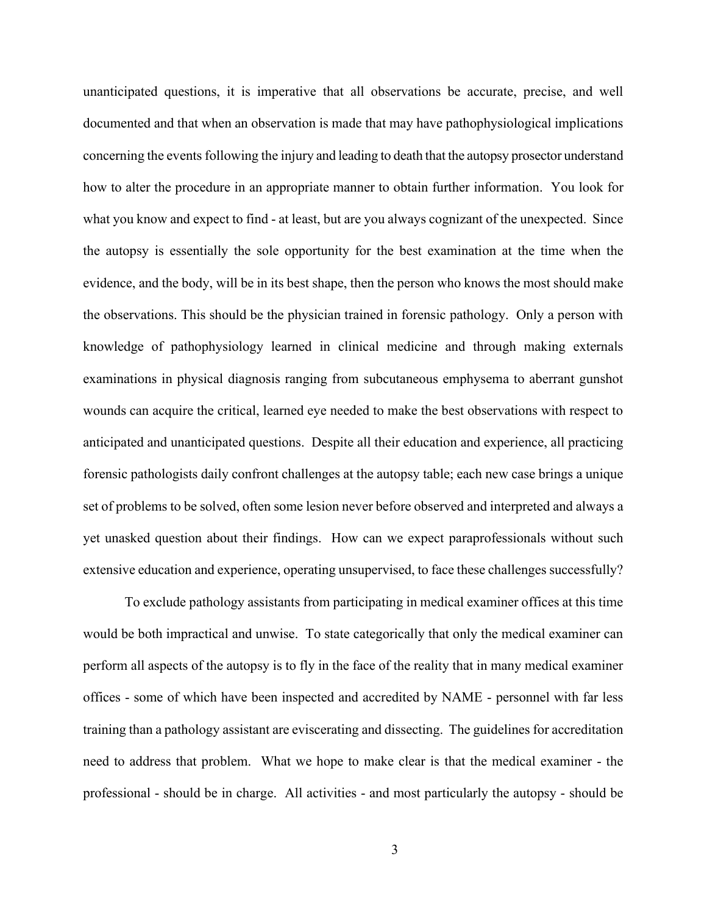unanticipated questions, it is imperative that all observations be accurate, precise, and well documented and that when an observation is made that may have pathophysiological implications concerning the events following the injury and leading to death that the autopsy prosector understand how to alter the procedure in an appropriate manner to obtain further information. You look for what you know and expect to find - at least, but are you always cognizant of the unexpected. Since the autopsy is essentially the sole opportunity for the best examination at the time when the evidence, and the body, will be in its best shape, then the person who knows the most should make the observations. This should be the physician trained in forensic pathology. Only a person with knowledge of pathophysiology learned in clinical medicine and through making externals examinations in physical diagnosis ranging from subcutaneous emphysema to aberrant gunshot wounds can acquire the critical, learned eye needed to make the best observations with respect to anticipated and unanticipated questions. Despite all their education and experience, all practicing forensic pathologists daily confront challenges at the autopsy table; each new case brings a unique set of problems to be solved, often some lesion never before observed and interpreted and always a yet unasked question about their findings. How can we expect paraprofessionals without such extensive education and experience, operating unsupervised, to face these challenges successfully?

To exclude pathology assistants from participating in medical examiner offices at this time would be both impractical and unwise. To state categorically that only the medical examiner can perform all aspects of the autopsy is to fly in the face of the reality that in many medical examiner offices - some of which have been inspected and accredited by NAME - personnel with far less training than a pathology assistant are eviscerating and dissecting. The guidelines for accreditation need to address that problem. What we hope to make clear is that the medical examiner - the professional - should be in charge. All activities - and most particularly the autopsy - should be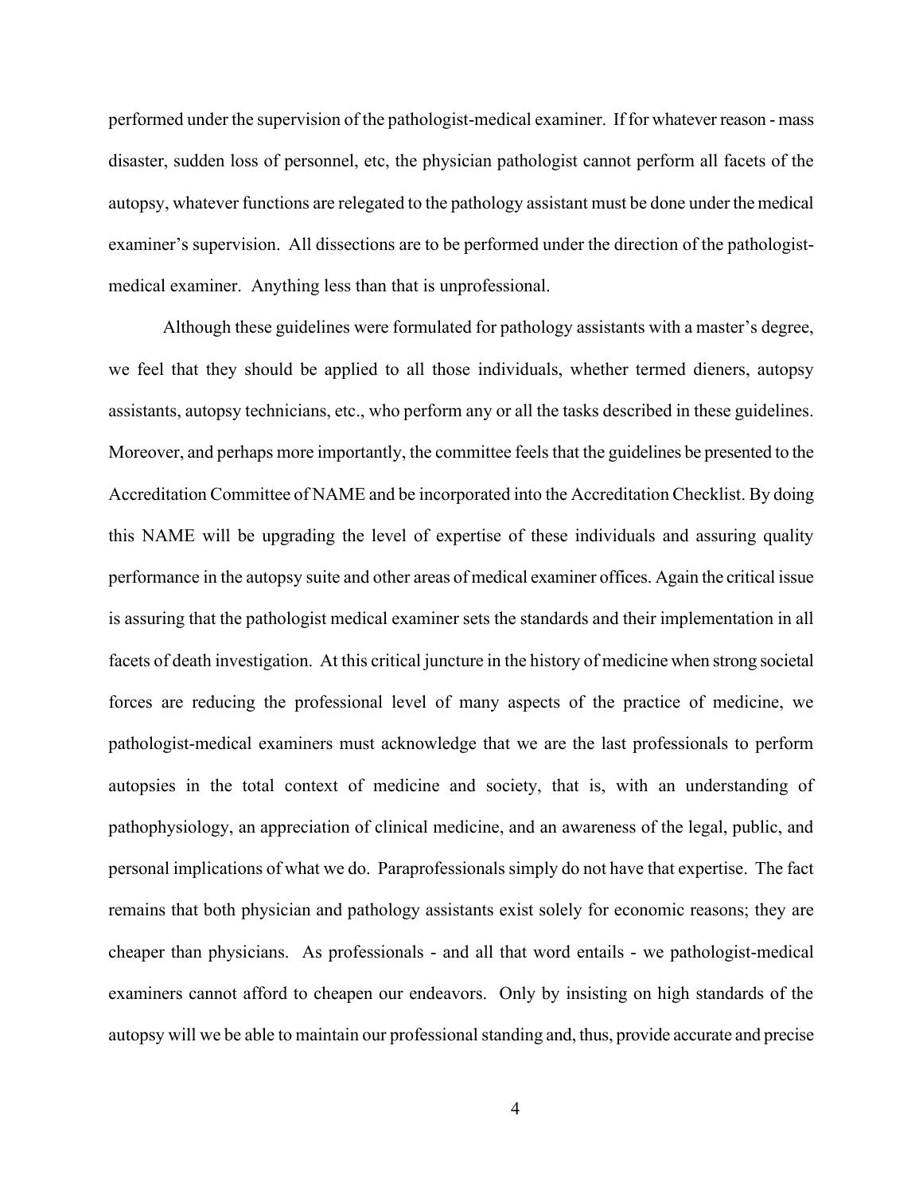performed under the supervision of the pathologist-medical examiner. If for whatever reason - mass disaster, sudden loss of personnel, etc, the physician pathologist cannot perform all facets of the autopsy, whatever functions are relegated to the pathology assistant must be done under the medical examiner's supervision. All dissections are to be performed under the direction of the pathologist-medical examiner. Anything less than that is unprofessional.

Although these guidelines were formulated for pathology assistants with a master's degree, we feel that they should be applied to all those individuals, whether termed dieners, autopsy assistants, autopsy technicians, etc., who perform any or all the tasks described in these guidelines. Moreover, and perhaps more importantly, the committee feels that the guidelines be presented to the Accreditation Committee of NAME and be incorporated into the Accreditation Checklist. By doing this NAME will be upgrading the level of expertise of these individuals and assuring quality performance in the autopsy suite and other areas of medical examiner offices. Again the critical issue is assuring that the pathologist medical examiner sets the standards and their implementation in all facets of death investigation. At this critical juncture in the history of medicine when strong societal forces are reducing the professional level of many aspects of the practice of medicine, we pathologist-medical examiners must acknowledge that we are the last professionals to perform autopsies in the total context of medicine and society, that is, with an understanding of pathophysiology, an appreciation of clinical medicine, and an awareness of the legal, public, and personal implications of what we do. Paraprofessionals simply do not have that expertise. The fact remains that both physician and pathology assistants exist solely for economic reasons; they are cheaper than physicians. As professionals - and all that word entails - we pathologist-medical examiners cannot afford to cheapen our endeavors. Only by insisting on high standards of the autopsy will we be able to maintain our professional standing and, thus, provide accurate and precise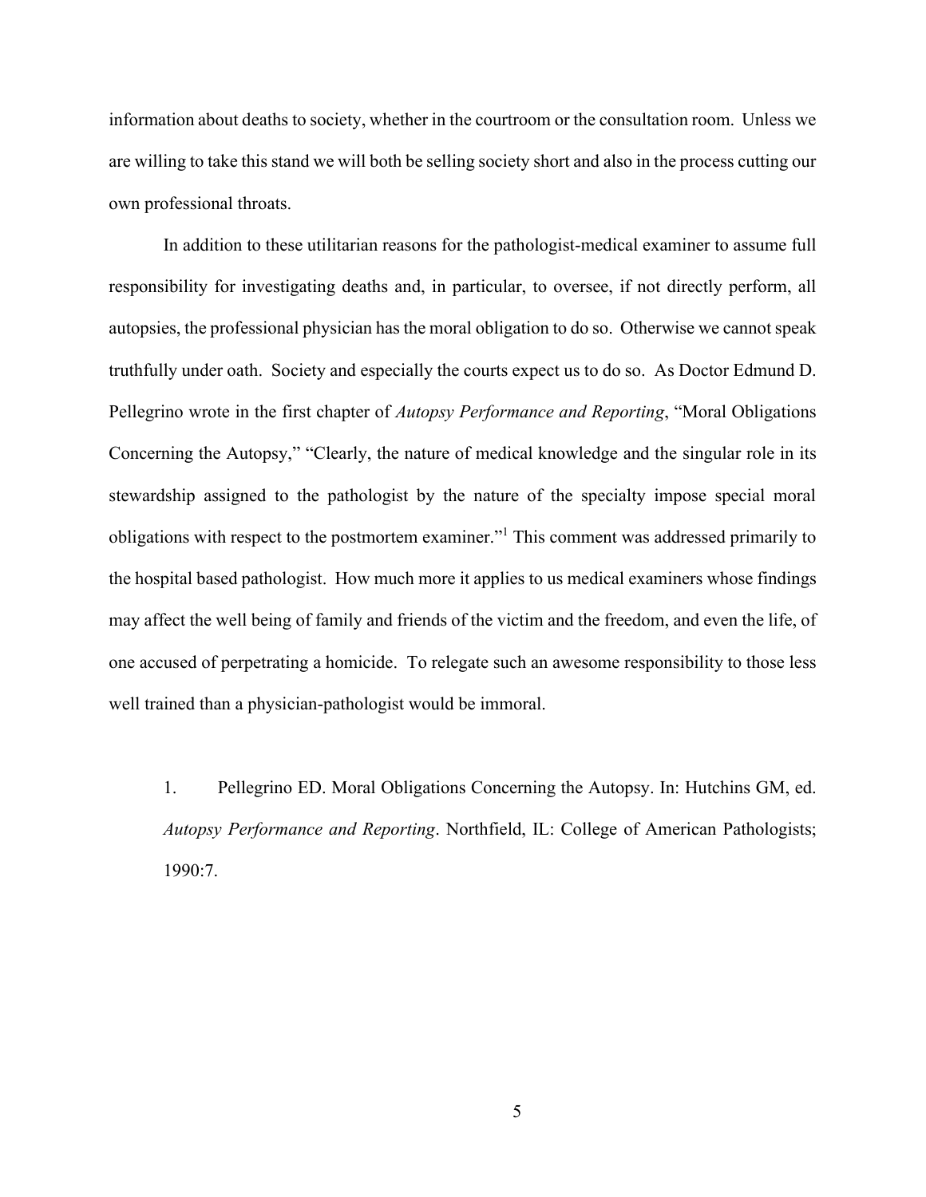information about deaths to society, whether in the courtroom or the consultation room. Unless we are willing to take this stand we will both be selling society short and also in the process cutting our own professional throats.

In addition to these utilitarian reasons for the pathologist-medical examiner to assume full responsibility for investigating deaths and, in particular, to oversee, if not directly perform, all autopsies, the professional physician has the moral obligation to do so. Otherwise we cannot speak truthfully under oath. Society and especially the courts expect us to do so. As Doctor Edmund D. Pellegrino wrote in the first chapter of *Autopsy Performance and Reporting*, "Moral Obligations Concerning the Autopsy," "Clearly, the nature of medical knowledge and the singular role in its stewardship assigned to the pathologist by the nature of the specialty impose special moral obligations with respect to the postmortem examiner."[1] This comment was addressed primarily to the hospital based pathologist. How much more it applies to us medical examiners whose findings may affect the well being of family and friends of the victim and the freedom, and even the life, of one accused of perpetrating a homicide. To relegate such an awesome responsibility to those less well trained than a physician-pathologist would be immoral.

1. Pellegrino ED. Moral Obligations Concerning the Autopsy. In: Hutchins GM, ed. *Autopsy Performance and Reporting*. Northfield, IL: College of American Pathologists; 1990:7.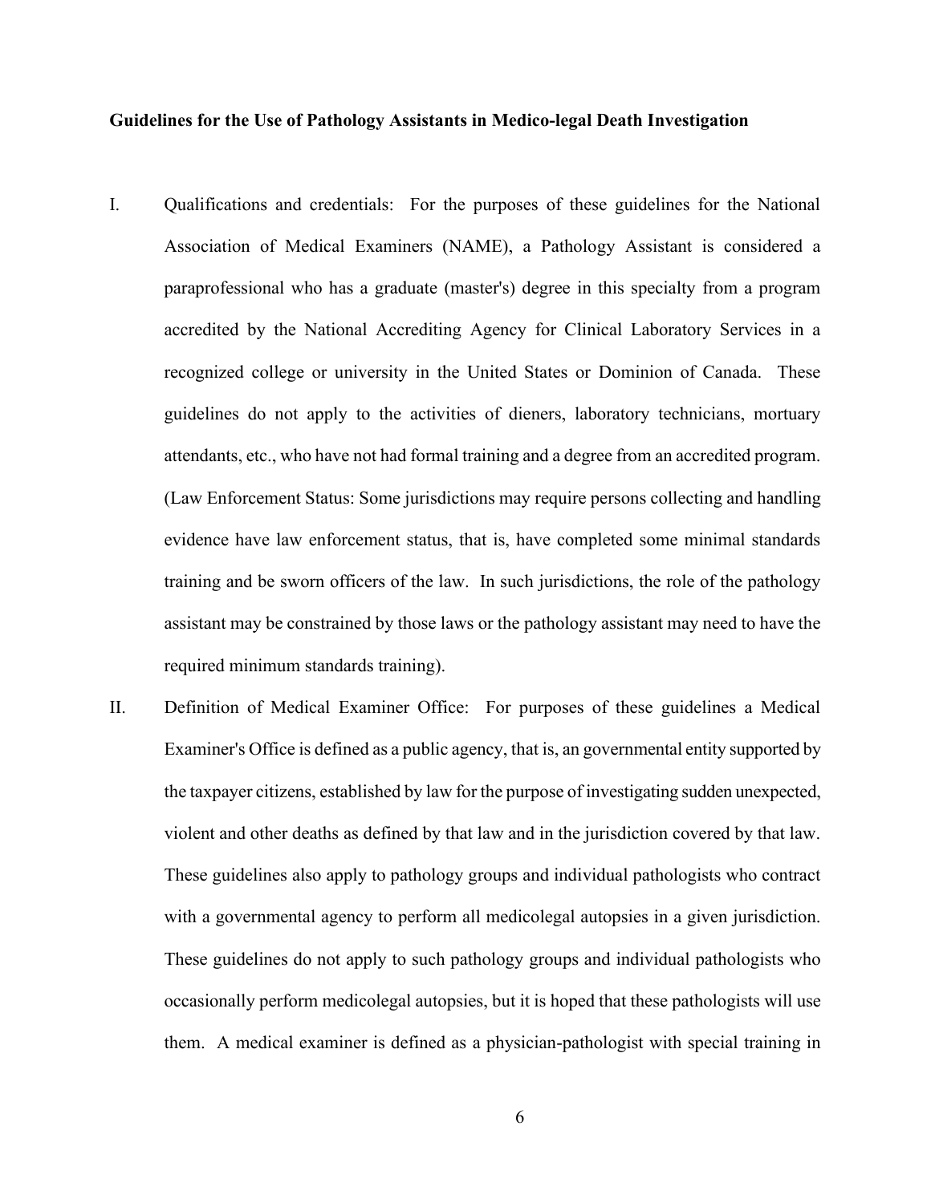**Guidelines for the Use of Pathology Assistants in Medico-legal Death Investigation**

I. Qualifications and credentials: For the purposes of these guidelines for the National Association of Medical Examiners (NAME), a Pathology Assistant is considered a paraprofessional who has a graduate (master's) degree in this specialty from a program accredited by the National Accrediting Agency for Clinical Laboratory Services in a recognized college or university in the United States or Dominion of Canada. These guidelines do not apply to the activities of dieners, laboratory technicians, mortuary attendants, etc., who have not had formal training and a degree from an accredited program. (Law Enforcement Status: Some jurisdictions may require persons collecting and handling evidence have law enforcement status, that is, have completed some minimal standards training and be sworn officers of the law. In such jurisdictions, the role of the pathology assistant may be constrained by those laws or the pathology assistant may need to have the required minimum standards training).

II. Definition of Medical Examiner Office: For purposes of these guidelines a Medical Examiner's Office is defined as a public agency, that is, an governmental entity supported by the taxpayer citizens, established by law for the purpose of investigating sudden unexpected, violent and other deaths as defined by that law and in the jurisdiction covered by that law. These guidelines also apply to pathology groups and individual pathologists who contract with a governmental agency to perform all medicolegal autopsies in a given jurisdiction. These guidelines do not apply to such pathology groups and individual pathologists who occasionally perform medicolegal autopsies, but it is hoped that these pathologists will use them. A medical examiner is defined as a physician-pathologist with special training in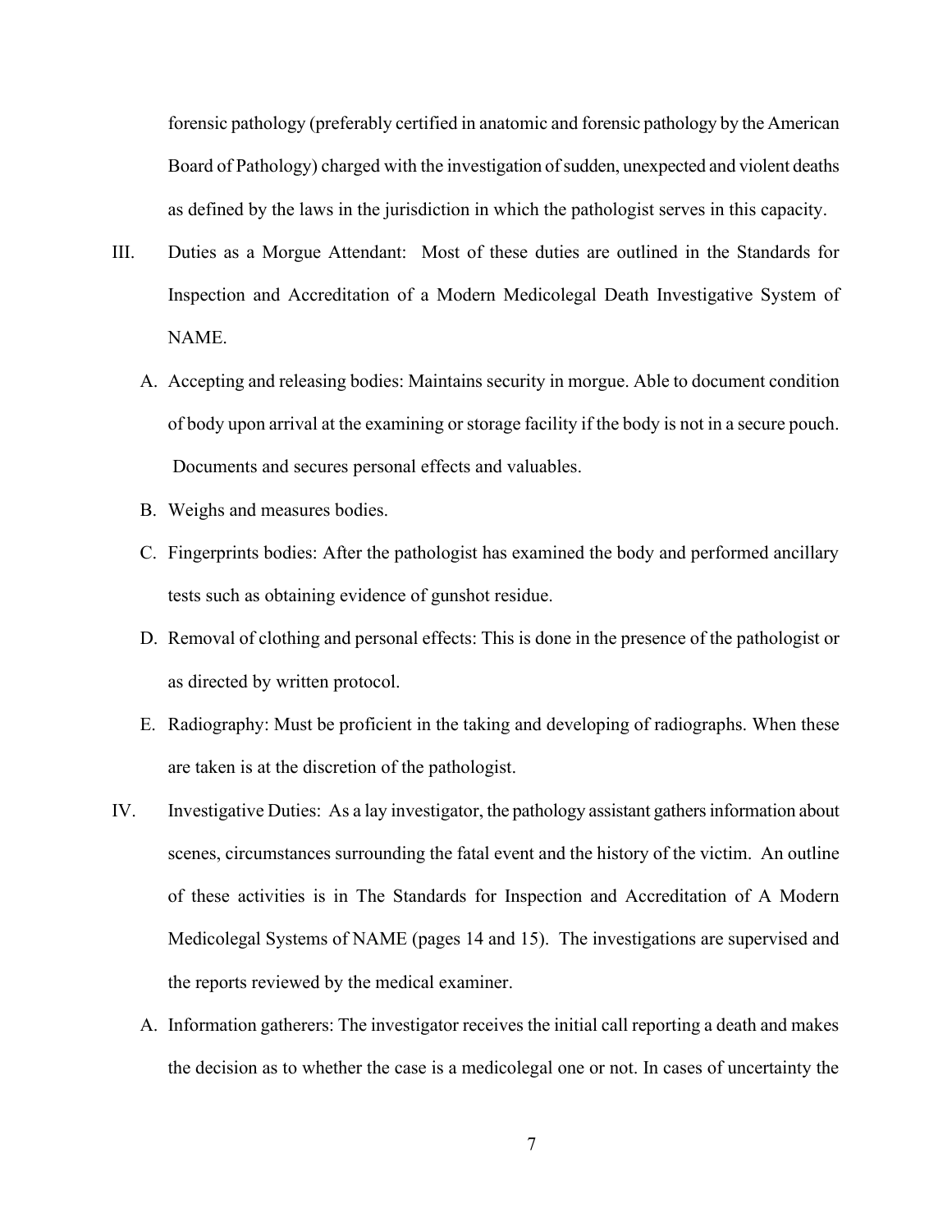forensic pathology (preferably certified in anatomic and forensic pathology by the American Board of Pathology) charged with the investigation of sudden, unexpected and violent deaths as defined by the laws in the jurisdiction in which the pathologist serves in this capacity.

III. Duties as a Morgue Attendant: Most of these duties are outlined in the Standards for Inspection and Accreditation of a Modern Medicolegal Death Investigative System of NAME.

   A. Accepting and releasing bodies: Maintains security in morgue. Able to document condition of body upon arrival at the examining or storage facility if the body is not in a secure pouch. Documents and secures personal effects and valuables.

   B. Weighs and measures bodies.

   C. Fingerprints bodies: After the pathologist has examined the body and performed ancillary tests such as obtaining evidence of gunshot residue.

   D. Removal of clothing and personal effects: This is done in the presence of the pathologist or as directed by written protocol.

   E. Radiography: Must be proficient in the taking and developing of radiographs. When these are taken is at the discretion of the pathologist.

IV. Investigative Duties: As a lay investigator, the pathology assistant gathers information about scenes, circumstances surrounding the fatal event and the history of the victim. An outline of these activities is in The Standards for Inspection and Accreditation of A Modern Medicolegal Systems of NAME (pages 14 and 15). The investigations are supervised and the reports reviewed by the medical examiner.

   A. Information gatherers: The investigator receives the initial call reporting a death and makes the decision as to whether the case is a medicolegal one or not. In cases of uncertainty the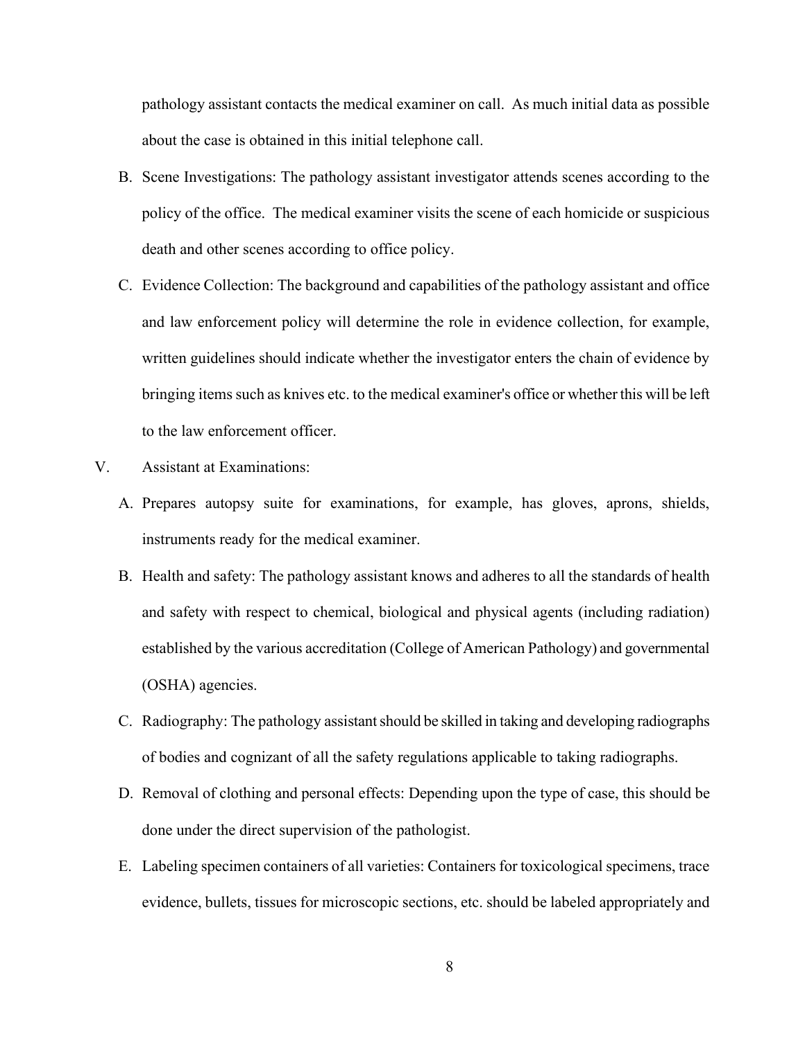pathology assistant contacts the medical examiner on call. As much initial data as possible about the case is obtained in this initial telephone call.

B. Scene Investigations: The pathology assistant investigator attends scenes according to the policy of the office. The medical examiner visits the scene of each homicide or suspicious death and other scenes according to office policy.

C. Evidence Collection: The background and capabilities of the pathology assistant and office and law enforcement policy will determine the role in evidence collection, for example, written guidelines should indicate whether the investigator enters the chain of evidence by bringing items such as knives etc. to the medical examiner's office or whether this will be left to the law enforcement officer.

V. Assistant at Examinations:

A. Prepares autopsy suite for examinations, for example, has gloves, aprons, shields, instruments ready for the medical examiner.

B. Health and safety: The pathology assistant knows and adheres to all the standards of health and safety with respect to chemical, biological and physical agents (including radiation) established by the various accreditation (College of American Pathology) and governmental (OSHA) agencies.

C. Radiography: The pathology assistant should be skilled in taking and developing radiographs of bodies and cognizant of all the safety regulations applicable to taking radiographs.

D. Removal of clothing and personal effects: Depending upon the type of case, this should be done under the direct supervision of the pathologist.

E. Labeling specimen containers of all varieties: Containers for toxicological specimens, trace evidence, bullets, tissues for microscopic sections, etc. should be labeled appropriately and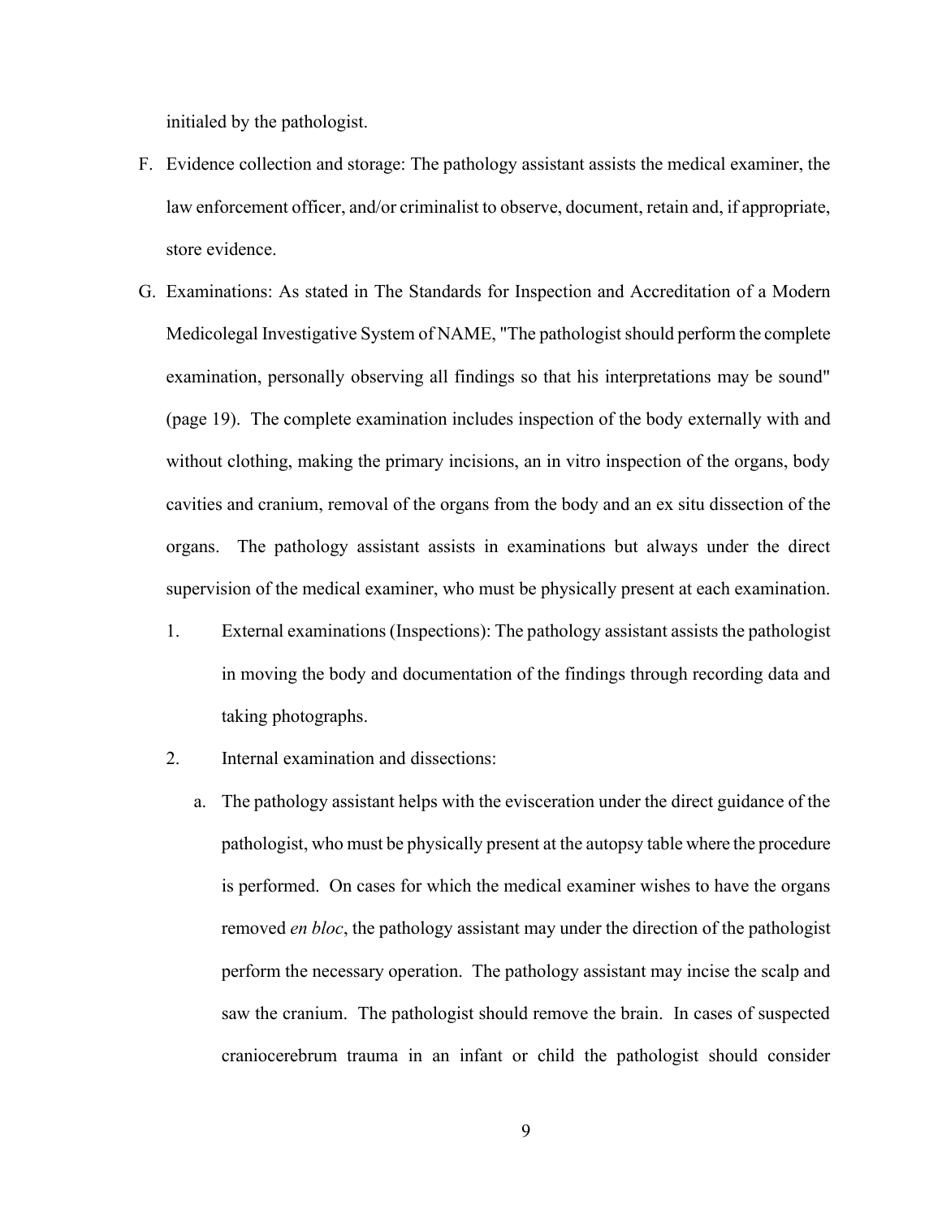initialed by the pathologist.

F. Evidence collection and storage: The pathology assistant assists the medical examiner, the law enforcement officer, and/or criminalist to observe, document, retain and, if appropriate, store evidence.

G. Examinations: As stated in The Standards for Inspection and Accreditation of a Modern Medicolegal Investigative System of NAME, "The pathologist should perform the complete examination, personally observing all findings so that his interpretations may be sound" (page 19). The complete examination includes inspection of the body externally with and without clothing, making the primary incisions, an in vitro inspection of the organs, body cavities and cranium, removal of the organs from the body and an ex situ dissection of the organs. The pathology assistant assists in examinations but always under the direct supervision of the medical examiner, who must be physically present at each examination.

   1. External examinations (Inspections): The pathology assistant assists the pathologist in moving the body and documentation of the findings through recording data and taking photographs.

   2. Internal examination and dissections:

      a. The pathology assistant helps with the evisceration under the direct guidance of the pathologist, who must be physically present at the autopsy table where the procedure is performed. On cases for which the medical examiner wishes to have the organs removed *en bloc*, the pathology assistant may under the direction of the pathologist perform the necessary operation. The pathology assistant may incise the scalp and saw the cranium. The pathologist should remove the brain. In cases of suspected craniocerebrum trauma in an infant or child the pathologist should consider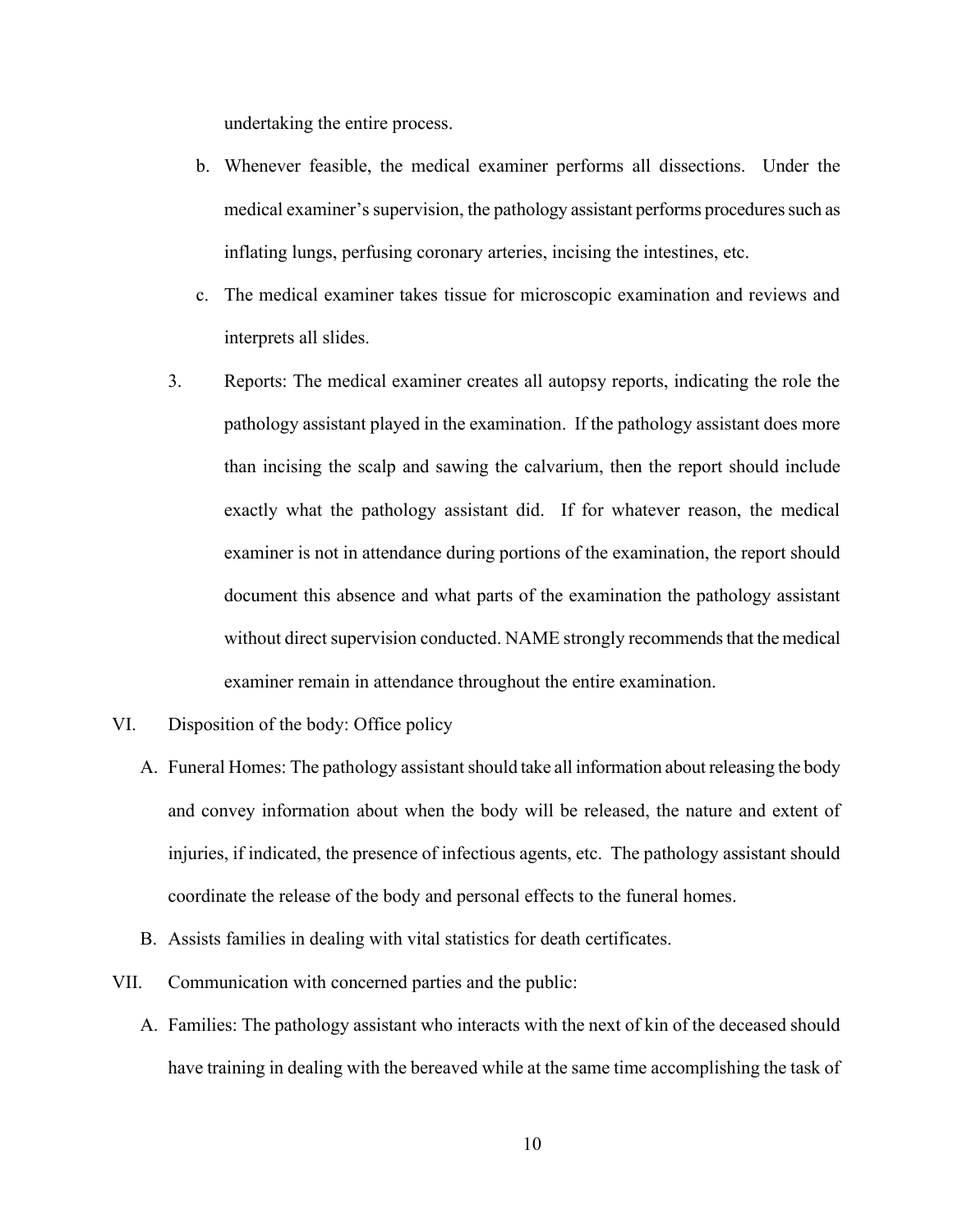undertaking the entire process.

   b. Whenever feasible, the medical examiner performs all dissections. Under the medical examiner's supervision, the pathology assistant performs procedures such as inflating lungs, perfusing coronary arteries, incising the intestines, etc.

   c. The medical examiner takes tissue for microscopic examination and reviews and interprets all slides.

3. Reports: The medical examiner creates all autopsy reports, indicating the role the pathology assistant played in the examination. If the pathology assistant does more than incising the scalp and sawing the calvarium, then the report should include exactly what the pathology assistant did. If for whatever reason, the medical examiner is not in attendance during portions of the examination, the report should document this absence and what parts of the examination the pathology assistant without direct supervision conducted. NAME strongly recommends that the medical examiner remain in attendance throughout the entire examination.

VI. Disposition of the body: Office policy

   A. Funeral Homes: The pathology assistant should take all information about releasing the body and convey information about when the body will be released, the nature and extent of injuries, if indicated, the presence of infectious agents, etc. The pathology assistant should coordinate the release of the body and personal effects to the funeral homes.

   B. Assists families in dealing with vital statistics for death certificates.

VII. Communication with concerned parties and the public:

   A. Families: The pathology assistant who interacts with the next of kin of the deceased should have training in dealing with the bereaved while at the same time accomplishing the task of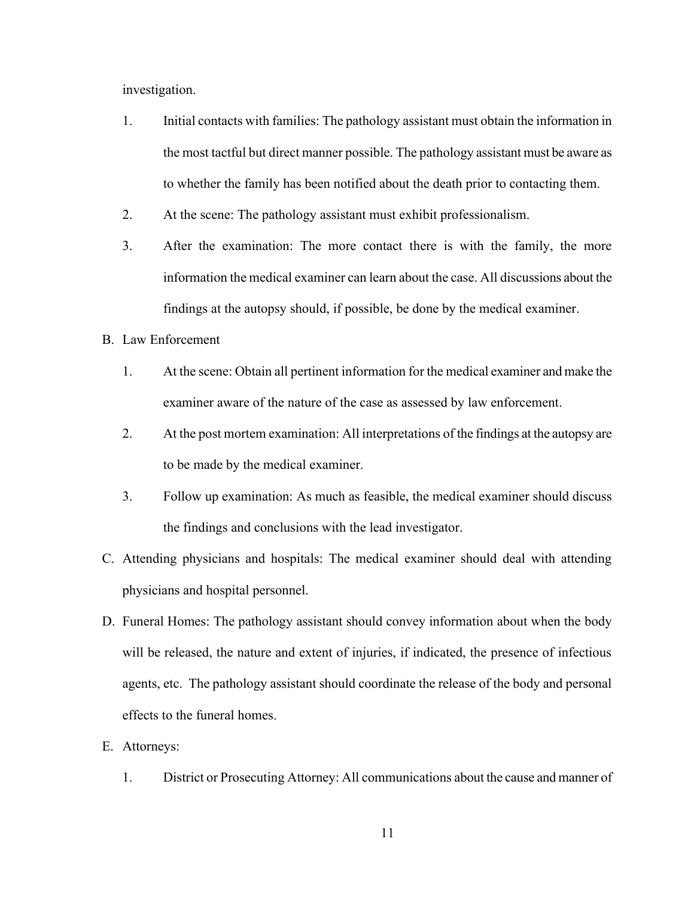investigation.

1. Initial contacts with families: The pathology assistant must obtain the information in the most tactful but direct manner possible. The pathology assistant must be aware as to whether the family has been notified about the death prior to contacting them.
2. At the scene: The pathology assistant must exhibit professionalism.
3. After the examination: The more contact there is with the family, the more information the medical examiner can learn about the case. All discussions about the findings at the autopsy should, if possible, be done by the medical examiner.

B. Law Enforcement

1. At the scene: Obtain all pertinent information for the medical examiner and make the examiner aware of the nature of the case as assessed by law enforcement.
2. At the post mortem examination: All interpretations of the findings at the autopsy are to be made by the medical examiner.
3. Follow up examination: As much as feasible, the medical examiner should discuss the findings and conclusions with the lead investigator.

C. Attending physicians and hospitals: The medical examiner should deal with attending physicians and hospital personnel.

D. Funeral Homes: The pathology assistant should convey information about when the body will be released, the nature and extent of injuries, if indicated, the presence of infectious agents, etc. The pathology assistant should coordinate the release of the body and personal effects to the funeral homes.

E. Attorneys:

1. District or Prosecuting Attorney: All communications about the cause and manner of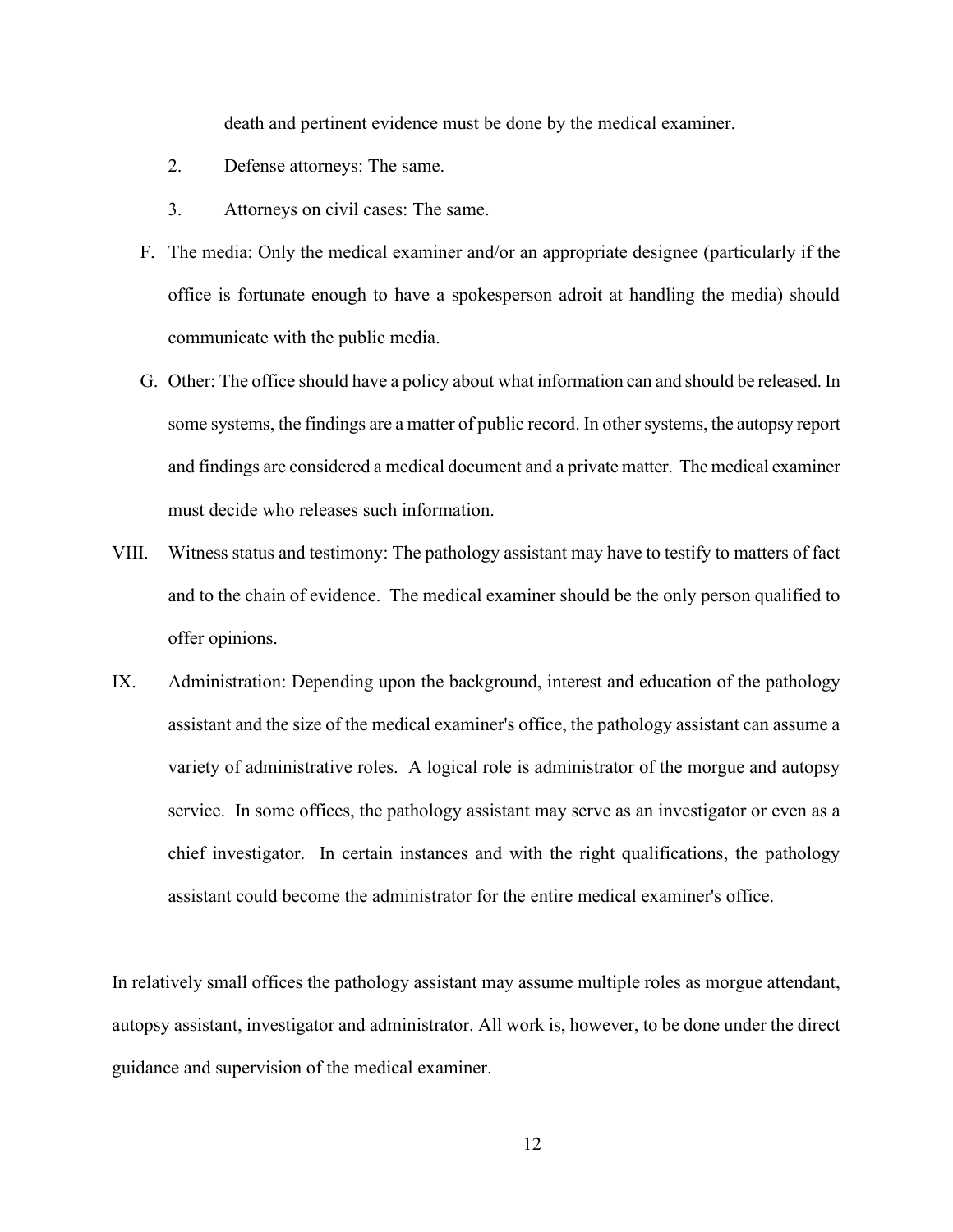death and pertinent evidence must be done by the medical examiner.

2. Defense attorneys: The same.

3. Attorneys on civil cases: The same.

F. The media: Only the medical examiner and/or an appropriate designee (particularly if the office is fortunate enough to have a spokesperson adroit at handling the media) should communicate with the public media.

G. Other: The office should have a policy about what information can and should be released. In some systems, the findings are a matter of public record. In other systems, the autopsy report and findings are considered a medical document and a private matter. The medical examiner must decide who releases such information.

VIII. Witness status and testimony: The pathology assistant may have to testify to matters of fact and to the chain of evidence. The medical examiner should be the only person qualified to offer opinions.

IX. Administration: Depending upon the background, interest and education of the pathology assistant and the size of the medical examiner's office, the pathology assistant can assume a variety of administrative roles. A logical role is administrator of the morgue and autopsy service. In some offices, the pathology assistant may serve as an investigator or even as a chief investigator. In certain instances and with the right qualifications, the pathology assistant could become the administrator for the entire medical examiner's office.

In relatively small offices the pathology assistant may assume multiple roles as morgue attendant, autopsy assistant, investigator and administrator. All work is, however, to be done under the direct guidance and supervision of the medical examiner.